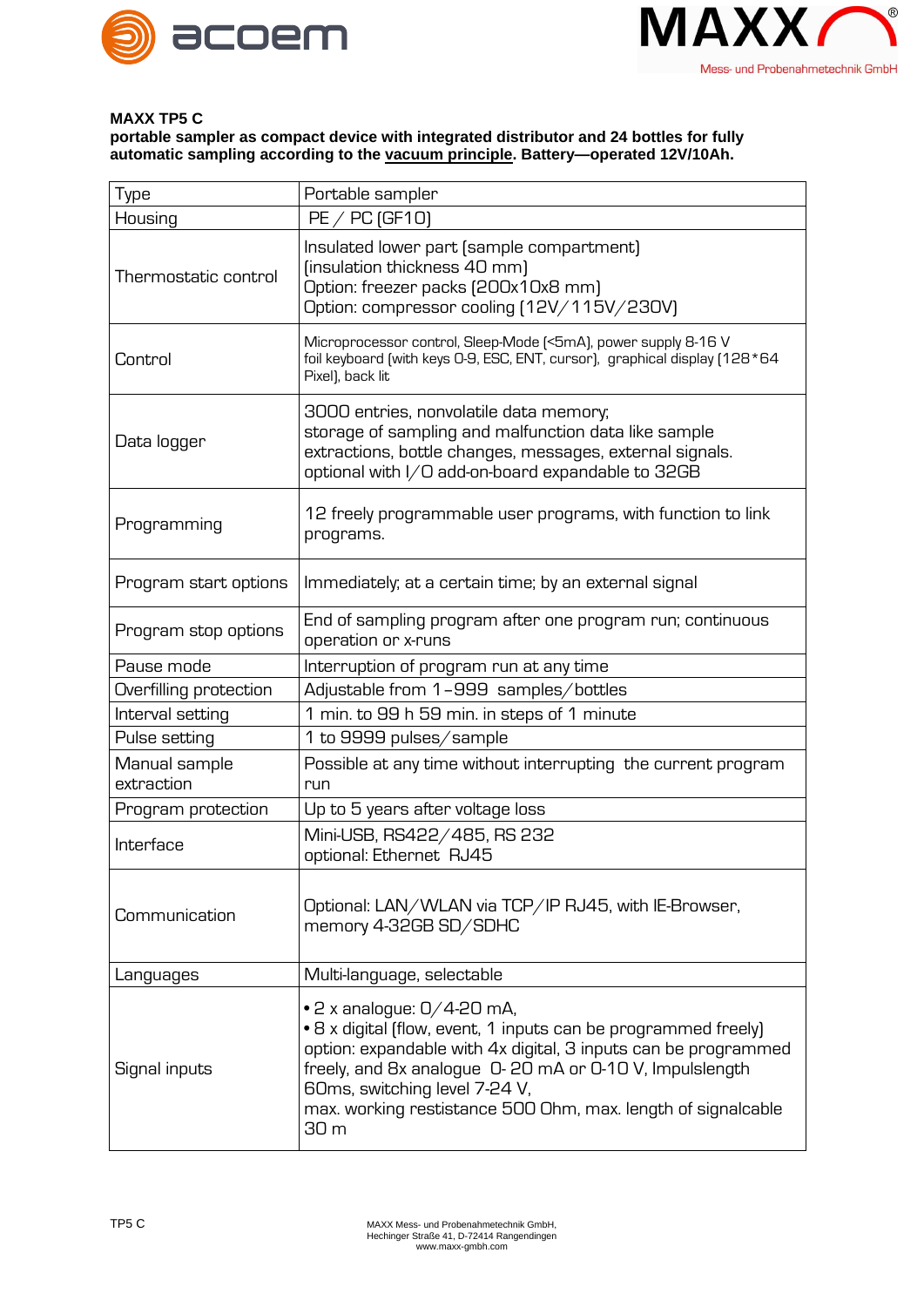**MAXX TP5 C**

**portable sampler as compact device with integrated distributor and 24 bottles for fully automatic sampling according to the vacuum principle. Battery—operated 12V/10Ah.**

| Type | Portable sampler |
|---|---|
| Housing | PE / PC (GF10) |
| Thermostatic control | Insulated lower part (sample compartment) (insulation thickness 40 mm) Option: freezer packs (200x10x8 mm) Option: compressor cooling (12V/115V/230V) |
| Control | Microprocessor control, Sleep-Mode (<5mA), power supply 8-16 V foil keyboard (with keys 0-9, ESC, ENT, cursor), graphical display (128*64 Pixel), back lit |
| Data logger | 3000 entries, nonvolatile data memory; storage of sampling and malfunction data like sample extractions, bottle changes, messages, external signals. optional with I/O add-on-board expandable to 32GB |
| Programming | 12 freely programmable user programs, with function to link programs. |
| Program start options | Immediately; at a certain time; by an external signal |
| Program stop options | End of sampling program after one program run; continuous operation or x-runs |
| Pause mode | Interruption of program run at any time |
| Overfilling protection | Adjustable from 1–999 samples/bottles |
| Interval setting | 1 min. to 99 h 59 min. in steps of 1 minute |
| Pulse setting | 1 to 9999 pulses/sample |
| Manual sample extraction | Possible at any time without interrupting the current program run |
| Program protection | Up to 5 years after voltage loss |
| Interface | Mini-USB, RS422/485, RS 232 optional: Ethernet RJ45 |
| Communication | Optional: LAN/WLAN via TCP/IP RJ45, with IE-Browser, memory 4-32GB SD/SDHC |
| Languages | Multi-language, selectable |
| Signal inputs | • 2 x analogue: 0/4-20 mA, • 8 x digital (flow, event, 1 inputs can be programmed freely) option: expandable with 4x digital, 3 inputs can be programmed freely, and 8x analogue 0- 20 mA or 0-10 V, Impulslength 60ms, switching level 7-24 V, max. working restistance 500 Ohm, max. length of signalcable 30 m |

TP5 C

MAXX Mess- und Probenahmetechnik GmbH,
Hechinger Straße 41, D-72414 Rangendingen
www.maxx-gmbh.com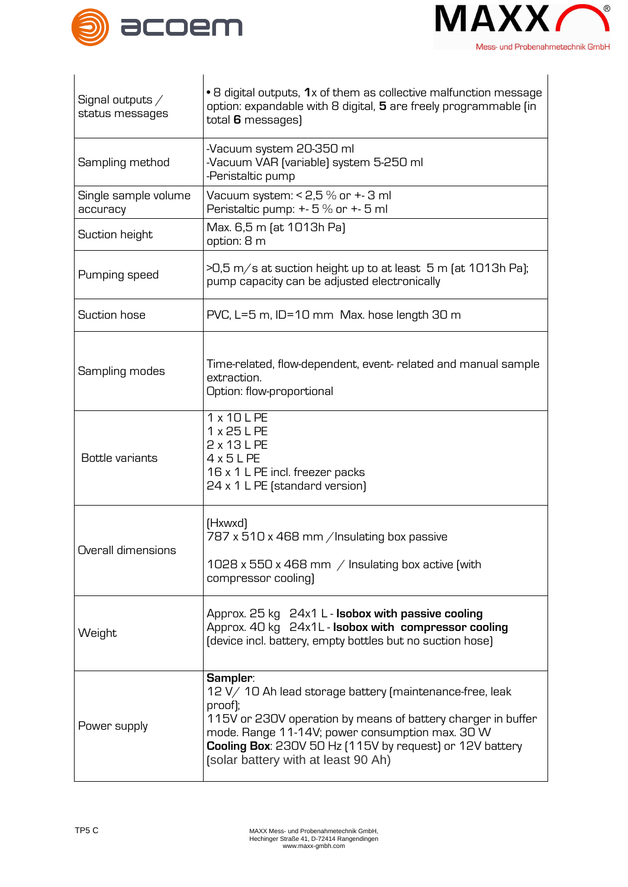| Signal outputs / status messages | • 8 digital outputs, **1**x of them as collective malfunction message option: expandable with 8 digital, **5** are freely programmable (in total **6** messages) |
|---|---|
| Sampling method | -Vacuum system 20-350 ml<br>-Vacuum VAR (variable) system 5-250 ml<br>-Peristaltic pump |
| Single sample volume accuracy | Vacuum system: < 2,5 % or +- 3 ml<br>Peristaltic pump: +- 5 % or +- 5 ml |
| Suction height | Max. 6,5 m (at 1013h Pa)<br>option: 8 m |
| Pumping speed | >0,5 m/s at suction height up to at least 5 m (at 1013h Pa); pump capacity can be adjusted electronically |
| Suction hose | PVC, L=5 m, ID=10 mm Max. hose length 30 m |
| Sampling modes | Time-related, flow-dependent, event- related and manual sample extraction.<br>Option: flow-proportional |
| Bottle variants | 1 x 10 L PE<br>1 x 25 L PE<br>2 x 13 L PE<br>4 x 5 L PE<br>16 x 1 L PE incl. freezer packs<br>24 x 1 L PE (standard version) |
| Overall dimensions | (Hxwxd)<br>787 x 510 x 468 mm / Insulating box passive<br><br>1028 x 550 x 468 mm / Insulating box active (with compressor cooling) |
| Weight | Approx. 25 kg 24x1 L - **Isobox with passive cooling**<br>Approx. 40 kg 24x1L - **Isobox with compressor cooling**<br>(device incl. battery, empty bottles but no suction hose) |
| Power supply | **Sampler**:<br>12 V/ 10 Ah lead storage battery (maintenance-free, leak proof);<br>115V or 230V operation by means of battery charger in buffer mode. Range 11-14V; power consumption max. 30 W<br>**Cooling Box**: 230V 50 Hz (115V by request) or 12V battery (solar battery with at least 90 Ah) |

TP5 C

MAXX Mess- und Probenahmetechnik GmbH,
Hechinger Straße 41, D-72414 Rangendingen
www.maxx-gmbh.com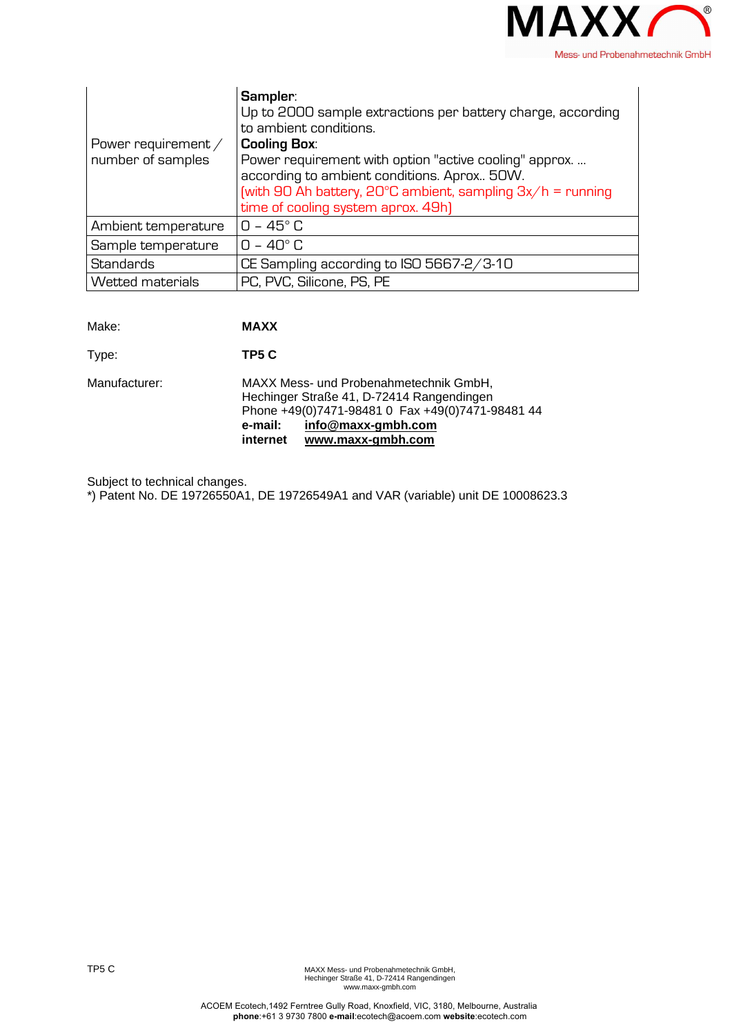| | |
|---|---|
| Power requirement / number of samples | **Sampler**:<br>Up to 2000 sample extractions per battery charge, according to ambient conditions.<br>**Cooling Box**:<br>Power requirement with option "active cooling" approx. ... according to ambient conditions. Aprox.. 50W.<br>(with 90 Ah battery, 20°C ambient, sampling 3x/h = running time of cooling system aprox. 49h) |
| Ambient temperature | 0 – 45° C |
| Sample temperature | 0 – 40° C |
| Standards | CE Sampling according to ISO 5667-2/3-10 |
| Wetted materials | PC, PVC, Silicone, PS, PE |

Make: **MAXX**

Type: **TP5 C**

Manufacturer: MAXX Mess- und Probenahmetechnik GmbH,
Hechinger Straße 41, D-72414 Rangendingen
Phone +49(0)7471-98481 0 Fax +49(0)7471-98481 44
**e-mail:** **info@maxx-gmbh.com**
**internet** **www.maxx-gmbh.com**

Subject to technical changes.
*) Patent No. DE 19726550A1, DE 19726549A1 and VAR (variable) unit DE 10008623.3

ACOEM Ecotech,1492 Ferntree Gully Road, Knoxfield, VIC, 3180, Melbourne, Australia
**phone**:+61 3 9730 7800 **e-mail**:ecotech@acoem.com **website**:ecotech.com